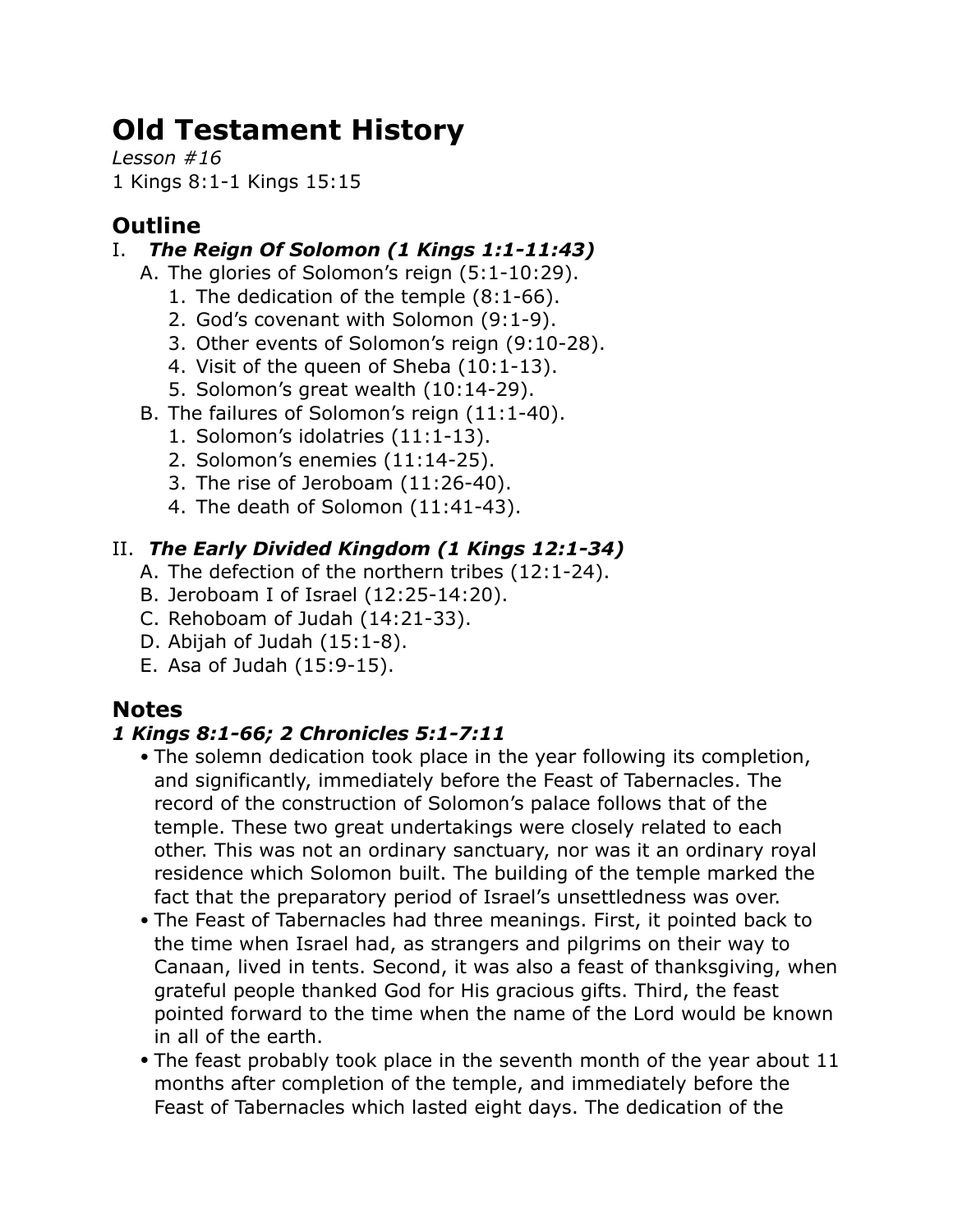# Old Testament History

*Lesson #16*

1 Kings 8:1-1 Kings 15:15

## Outline

I. ***The Reign Of Solomon (1 Kings 1:1-11:43)***

   A. The glories of Solomon's reign (5:1-10:29).
      1. The dedication of the temple (8:1-66).
      2. God's covenant with Solomon (9:1-9).
      3. Other events of Solomon's reign (9:10-28).
      4. Visit of the queen of Sheba (10:1-13).
      5. Solomon's great wealth (10:14-29).

   B. The failures of Solomon's reign (11:1-40).
      1. Solomon's idolatries (11:1-13).
      2. Solomon's enemies (11:14-25).
      3. The rise of Jeroboam (11:26-40).
      4. The death of Solomon (11:41-43).

II. ***The Early Divided Kingdom (1 Kings 12:1-34)***

   A. The defection of the northern tribes (12:1-24).
   B. Jeroboam I of Israel (12:25-14:20).
   C. Rehoboam of Judah (14:21-33).
   D. Abijah of Judah (15:1-8).
   E. Asa of Judah (15:9-15).

## Notes

### *1 Kings 8:1-66; 2 Chronicles 5:1-7:11*

- The solemn dedication took place in the year following its completion, and significantly, immediately before the Feast of Tabernacles. The record of the construction of Solomon's palace follows that of the temple. These two great undertakings were closely related to each other. This was not an ordinary sanctuary, nor was it an ordinary royal residence which Solomon built. The building of the temple marked the fact that the preparatory period of Israel's unsettledness was over.
- The Feast of Tabernacles had three meanings. First, it pointed back to the time when Israel had, as strangers and pilgrims on their way to Canaan, lived in tents. Second, it was also a feast of thanksgiving, when grateful people thanked God for His gracious gifts. Third, the feast pointed forward to the time when the name of the Lord would be known in all of the earth.
- The feast probably took place in the seventh month of the year about 11 months after completion of the temple, and immediately before the Feast of Tabernacles which lasted eight days. The dedication of the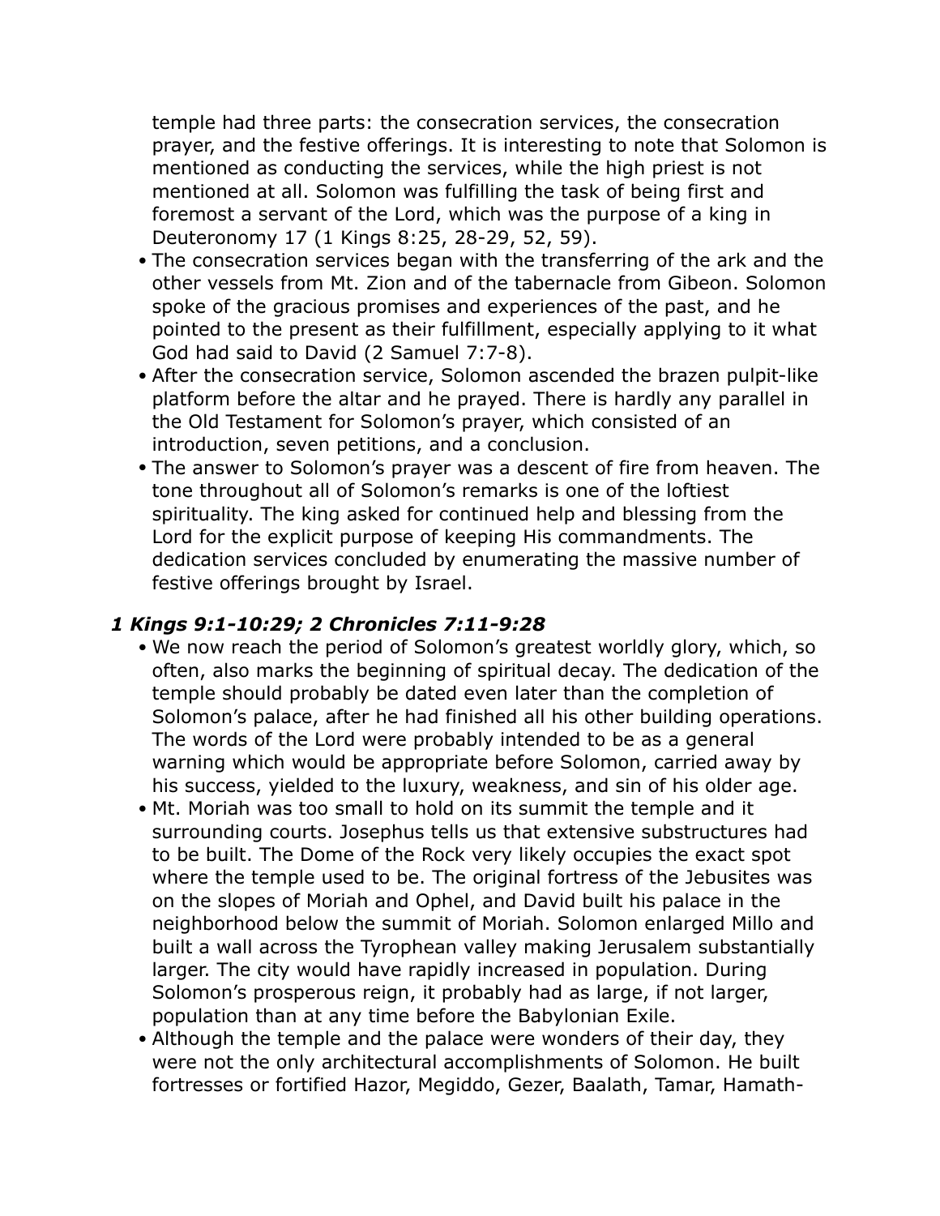temple had three parts: the consecration services, the consecration prayer, and the festive offerings. It is interesting to note that Solomon is mentioned as conducting the services, while the high priest is not mentioned at all. Solomon was fulfilling the task of being first and foremost a servant of the Lord, which was the purpose of a king in Deuteronomy 17 (1 Kings 8:25, 28-29, 52, 59).

- The consecration services began with the transferring of the ark and the other vessels from Mt. Zion and of the tabernacle from Gibeon. Solomon spoke of the gracious promises and experiences of the past, and he pointed to the present as their fulfillment, especially applying to it what God had said to David (2 Samuel 7:7-8).
- After the consecration service, Solomon ascended the brazen pulpit-like platform before the altar and he prayed. There is hardly any parallel in the Old Testament for Solomon's prayer, which consisted of an introduction, seven petitions, and a conclusion.
- The answer to Solomon's prayer was a descent of fire from heaven. The tone throughout all of Solomon's remarks is one of the loftiest spirituality. The king asked for continued help and blessing from the Lord for the explicit purpose of keeping His commandments. The dedication services concluded by enumerating the massive number of festive offerings brought by Israel.

### *1 Kings 9:1-10:29; 2 Chronicles 7:11-9:28*

- We now reach the period of Solomon's greatest worldly glory, which, so often, also marks the beginning of spiritual decay. The dedication of the temple should probably be dated even later than the completion of Solomon's palace, after he had finished all his other building operations. The words of the Lord were probably intended to be as a general warning which would be appropriate before Solomon, carried away by his success, yielded to the luxury, weakness, and sin of his older age.
- Mt. Moriah was too small to hold on its summit the temple and it surrounding courts. Josephus tells us that extensive substructures had to be built. The Dome of the Rock very likely occupies the exact spot where the temple used to be. The original fortress of the Jebusites was on the slopes of Moriah and Ophel, and David built his palace in the neighborhood below the summit of Moriah. Solomon enlarged Millo and built a wall across the Tyrophean valley making Jerusalem substantially larger. The city would have rapidly increased in population. During Solomon's prosperous reign, it probably had as large, if not larger, population than at any time before the Babylonian Exile.
- Although the temple and the palace were wonders of their day, they were not the only architectural accomplishments of Solomon. He built fortresses or fortified Hazor, Megiddo, Gezer, Baalath, Tamar, Hamath-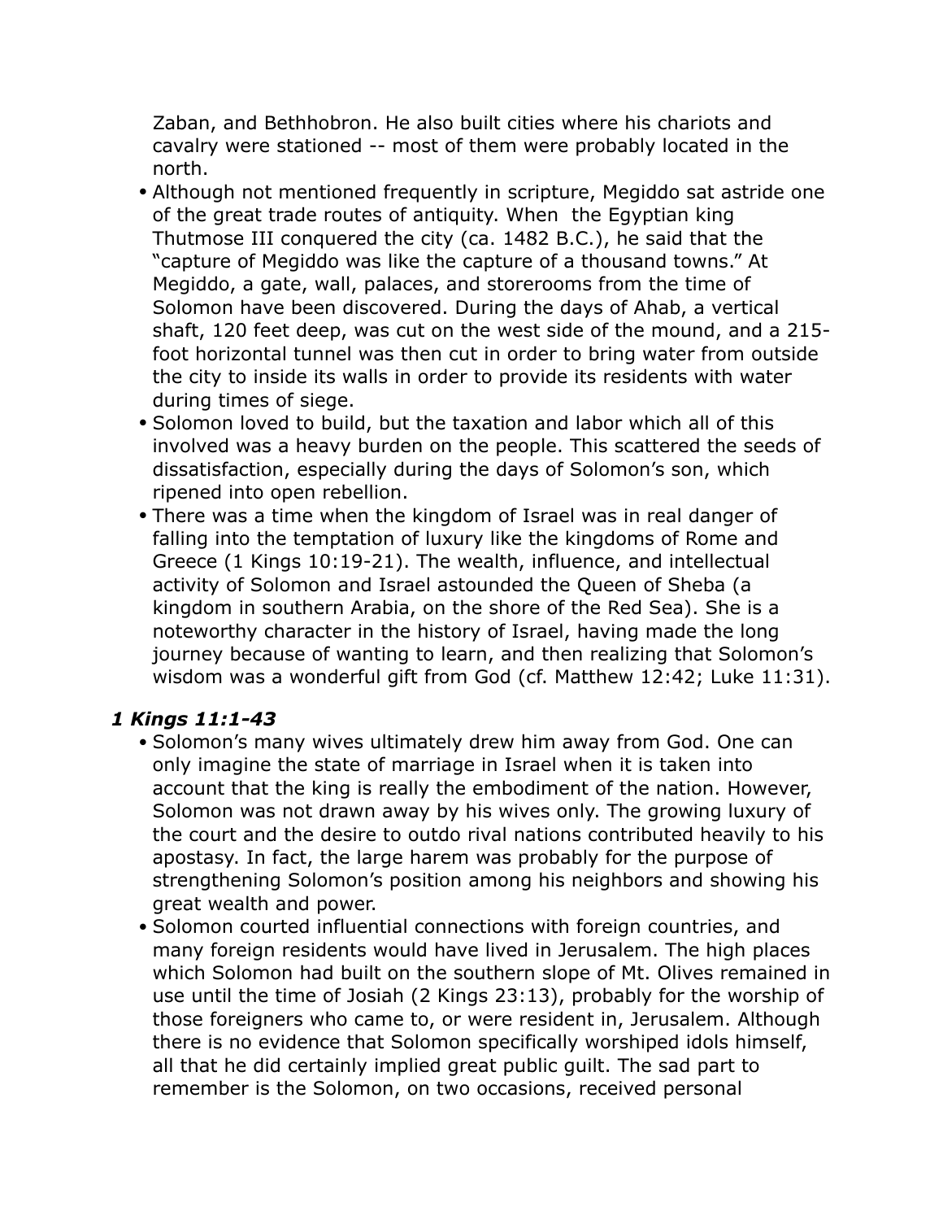Zaban, and Bethhobron. He also built cities where his chariots and cavalry were stationed -- most of them were probably located in the north.

- Although not mentioned frequently in scripture, Megiddo sat astride one of the great trade routes of antiquity. When the Egyptian king Thutmose III conquered the city (ca. 1482 B.C.), he said that the "capture of Megiddo was like the capture of a thousand towns." At Megiddo, a gate, wall, palaces, and storerooms from the time of Solomon have been discovered. During the days of Ahab, a vertical shaft, 120 feet deep, was cut on the west side of the mound, and a 215-foot horizontal tunnel was then cut in order to bring water from outside the city to inside its walls in order to provide its residents with water during times of siege.
- Solomon loved to build, but the taxation and labor which all of this involved was a heavy burden on the people. This scattered the seeds of dissatisfaction, especially during the days of Solomon's son, which ripened into open rebellion.
- There was a time when the kingdom of Israel was in real danger of falling into the temptation of luxury like the kingdoms of Rome and Greece (1 Kings 10:19-21). The wealth, influence, and intellectual activity of Solomon and Israel astounded the Queen of Sheba (a kingdom in southern Arabia, on the shore of the Red Sea). She is a noteworthy character in the history of Israel, having made the long journey because of wanting to learn, and then realizing that Solomon's wisdom was a wonderful gift from God (cf. Matthew 12:42; Luke 11:31).

### *1 Kings 11:1-43*

- Solomon's many wives ultimately drew him away from God. One can only imagine the state of marriage in Israel when it is taken into account that the king is really the embodiment of the nation. However, Solomon was not drawn away by his wives only. The growing luxury of the court and the desire to outdo rival nations contributed heavily to his apostasy. In fact, the large harem was probably for the purpose of strengthening Solomon's position among his neighbors and showing his great wealth and power.
- Solomon courted influential connections with foreign countries, and many foreign residents would have lived in Jerusalem. The high places which Solomon had built on the southern slope of Mt. Olives remained in use until the time of Josiah (2 Kings 23:13), probably for the worship of those foreigners who came to, or were resident in, Jerusalem. Although there is no evidence that Solomon specifically worshiped idols himself, all that he did certainly implied great public guilt. The sad part to remember is the Solomon, on two occasions, received personal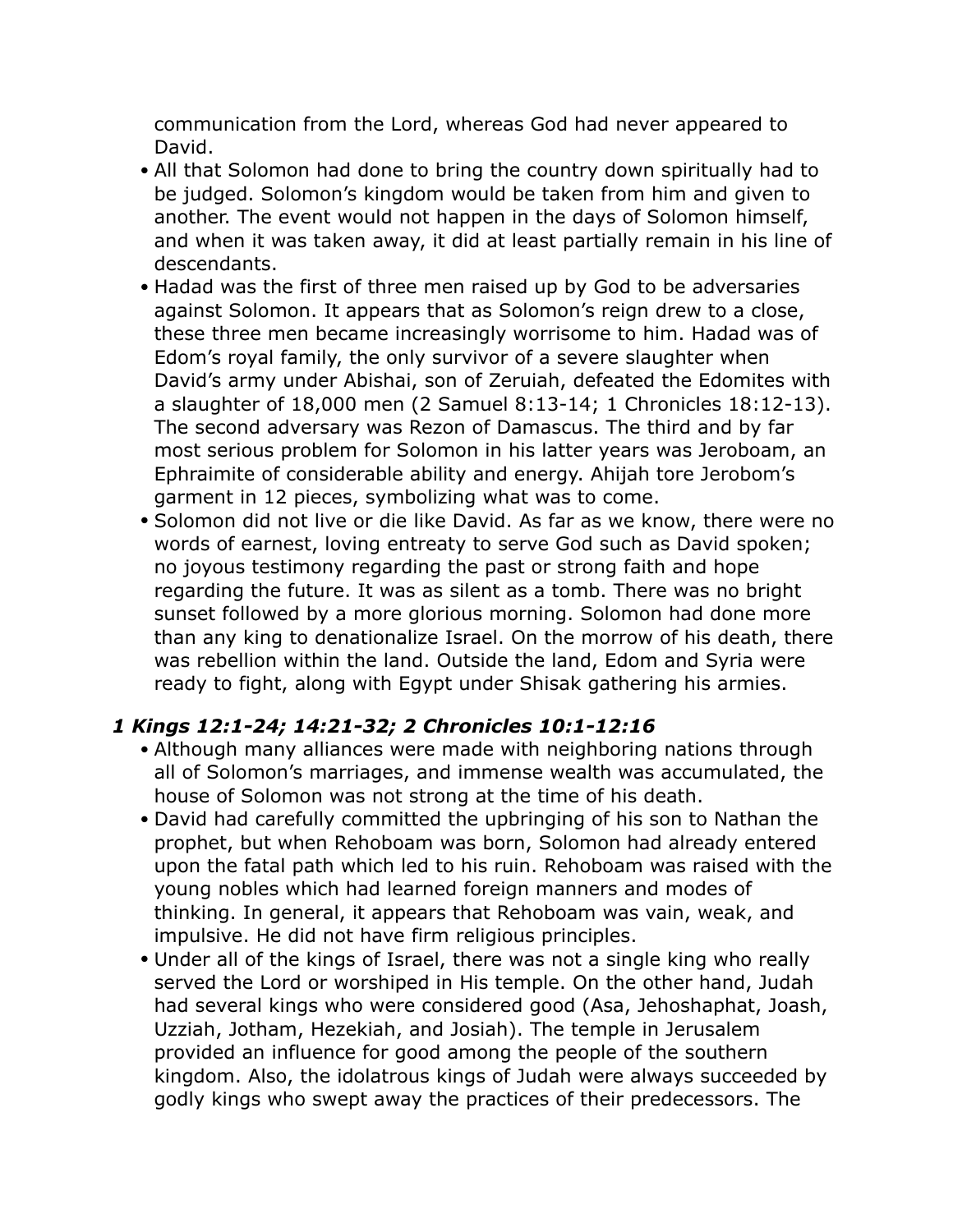communication from the Lord, whereas God had never appeared to David.

- All that Solomon had done to bring the country down spiritually had to be judged. Solomon's kingdom would be taken from him and given to another. The event would not happen in the days of Solomon himself, and when it was taken away, it did at least partially remain in his line of descendants.
- Hadad was the first of three men raised up by God to be adversaries against Solomon. It appears that as Solomon's reign drew to a close, these three men became increasingly worrisome to him. Hadad was of Edom's royal family, the only survivor of a severe slaughter when David's army under Abishai, son of Zeruiah, defeated the Edomites with a slaughter of 18,000 men (2 Samuel 8:13-14; 1 Chronicles 18:12-13). The second adversary was Rezon of Damascus. The third and by far most serious problem for Solomon in his latter years was Jeroboam, an Ephraimite of considerable ability and energy. Ahijah tore Jerobom's garment in 12 pieces, symbolizing what was to come.
- Solomon did not live or die like David. As far as we know, there were no words of earnest, loving entreaty to serve God such as David spoken; no joyous testimony regarding the past or strong faith and hope regarding the future. It was as silent as a tomb. There was no bright sunset followed by a more glorious morning. Solomon had done more than any king to denationalize Israel. On the morrow of his death, there was rebellion within the land. Outside the land, Edom and Syria were ready to fight, along with Egypt under Shisak gathering his armies.

### *1 Kings 12:1-24; 14:21-32; 2 Chronicles 10:1-12:16*

- Although many alliances were made with neighboring nations through all of Solomon's marriages, and immense wealth was accumulated, the house of Solomon was not strong at the time of his death.
- David had carefully committed the upbringing of his son to Nathan the prophet, but when Rehoboam was born, Solomon had already entered upon the fatal path which led to his ruin. Rehoboam was raised with the young nobles which had learned foreign manners and modes of thinking. In general, it appears that Rehoboam was vain, weak, and impulsive. He did not have firm religious principles.
- Under all of the kings of Israel, there was not a single king who really served the Lord or worshiped in His temple. On the other hand, Judah had several kings who were considered good (Asa, Jehoshaphat, Joash, Uzziah, Jotham, Hezekiah, and Josiah). The temple in Jerusalem provided an influence for good among the people of the southern kingdom. Also, the idolatrous kings of Judah were always succeeded by godly kings who swept away the practices of their predecessors. The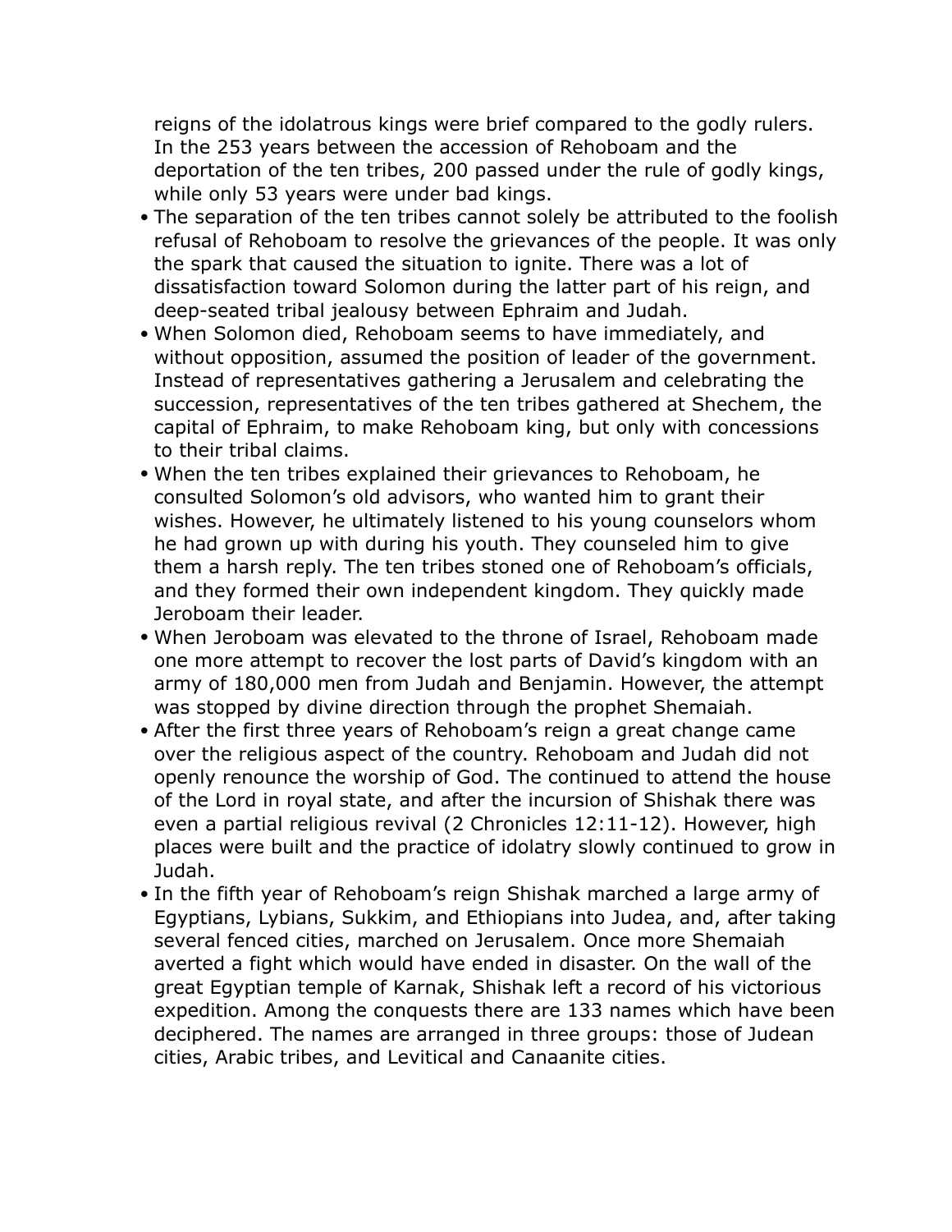reigns of the idolatrous kings were brief compared to the godly rulers. In the 253 years between the accession of Rehoboam and the deportation of the ten tribes, 200 passed under the rule of godly kings, while only 53 years were under bad kings.

- The separation of the ten tribes cannot solely be attributed to the foolish refusal of Rehoboam to resolve the grievances of the people. It was only the spark that caused the situation to ignite. There was a lot of dissatisfaction toward Solomon during the latter part of his reign, and deep-seated tribal jealousy between Ephraim and Judah.
- When Solomon died, Rehoboam seems to have immediately, and without opposition, assumed the position of leader of the government. Instead of representatives gathering a Jerusalem and celebrating the succession, representatives of the ten tribes gathered at Shechem, the capital of Ephraim, to make Rehoboam king, but only with concessions to their tribal claims.
- When the ten tribes explained their grievances to Rehoboam, he consulted Solomon's old advisors, who wanted him to grant their wishes. However, he ultimately listened to his young counselors whom he had grown up with during his youth. They counseled him to give them a harsh reply. The ten tribes stoned one of Rehoboam's officials, and they formed their own independent kingdom. They quickly made Jeroboam their leader.
- When Jeroboam was elevated to the throne of Israel, Rehoboam made one more attempt to recover the lost parts of David's kingdom with an army of 180,000 men from Judah and Benjamin. However, the attempt was stopped by divine direction through the prophet Shemaiah.
- After the first three years of Rehoboam's reign a great change came over the religious aspect of the country. Rehoboam and Judah did not openly renounce the worship of God. The continued to attend the house of the Lord in royal state, and after the incursion of Shishak there was even a partial religious revival (2 Chronicles 12:11-12). However, high places were built and the practice of idolatry slowly continued to grow in Judah.
- In the fifth year of Rehoboam's reign Shishak marched a large army of Egyptians, Lybians, Sukkim, and Ethiopians into Judea, and, after taking several fenced cities, marched on Jerusalem. Once more Shemaiah averted a fight which would have ended in disaster. On the wall of the great Egyptian temple of Karnak, Shishak left a record of his victorious expedition. Among the conquests there are 133 names which have been deciphered. The names are arranged in three groups: those of Judean cities, Arabic tribes, and Levitical and Canaanite cities.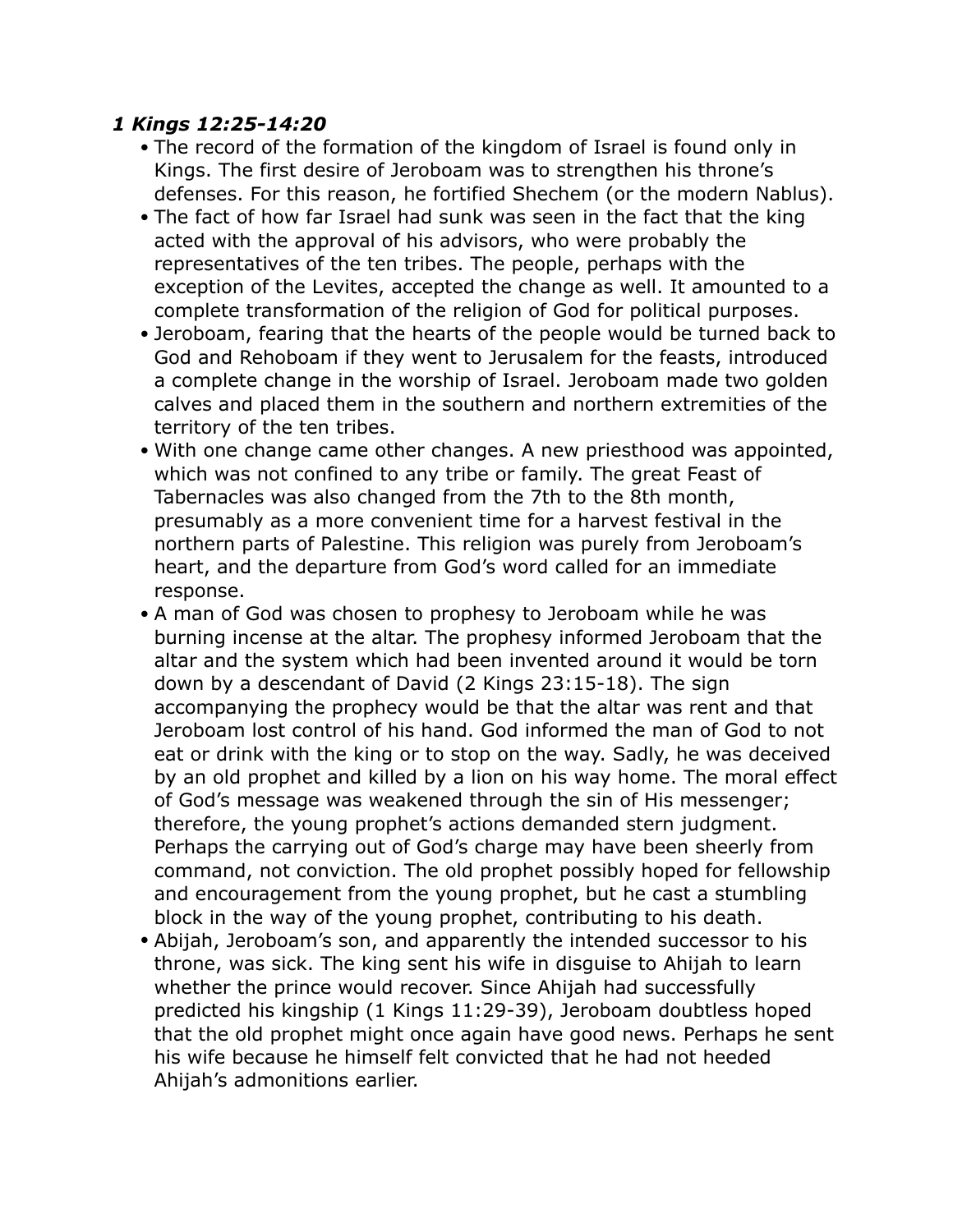***1 Kings 12:25-14:20***

- The record of the formation of the kingdom of Israel is found only in Kings. The first desire of Jeroboam was to strengthen his throne's defenses. For this reason, he fortified Shechem (or the modern Nablus).
- The fact of how far Israel had sunk was seen in the fact that the king acted with the approval of his advisors, who were probably the representatives of the ten tribes. The people, perhaps with the exception of the Levites, accepted the change as well. It amounted to a complete transformation of the religion of God for political purposes.
- Jeroboam, fearing that the hearts of the people would be turned back to God and Rehoboam if they went to Jerusalem for the feasts, introduced a complete change in the worship of Israel. Jeroboam made two golden calves and placed them in the southern and northern extremities of the territory of the ten tribes.
- With one change came other changes. A new priesthood was appointed, which was not confined to any tribe or family. The great Feast of Tabernacles was also changed from the 7th to the 8th month, presumably as a more convenient time for a harvest festival in the northern parts of Palestine. This religion was purely from Jeroboam's heart, and the departure from God's word called for an immediate response.
- A man of God was chosen to prophesy to Jeroboam while he was burning incense at the altar. The prophesy informed Jeroboam that the altar and the system which had been invented around it would be torn down by a descendant of David (2 Kings 23:15-18). The sign accompanying the prophecy would be that the altar was rent and that Jeroboam lost control of his hand. God informed the man of God to not eat or drink with the king or to stop on the way. Sadly, he was deceived by an old prophet and killed by a lion on his way home. The moral effect of God's message was weakened through the sin of His messenger; therefore, the young prophet's actions demanded stern judgment. Perhaps the carrying out of God's charge may have been sheerly from command, not conviction. The old prophet possibly hoped for fellowship and encouragement from the young prophet, but he cast a stumbling block in the way of the young prophet, contributing to his death.
- Abijah, Jeroboam's son, and apparently the intended successor to his throne, was sick. The king sent his wife in disguise to Ahijah to learn whether the prince would recover. Since Ahijah had successfully predicted his kingship (1 Kings 11:29-39), Jeroboam doubtless hoped that the old prophet might once again have good news. Perhaps he sent his wife because he himself felt convicted that he had not heeded Ahijah's admonitions earlier.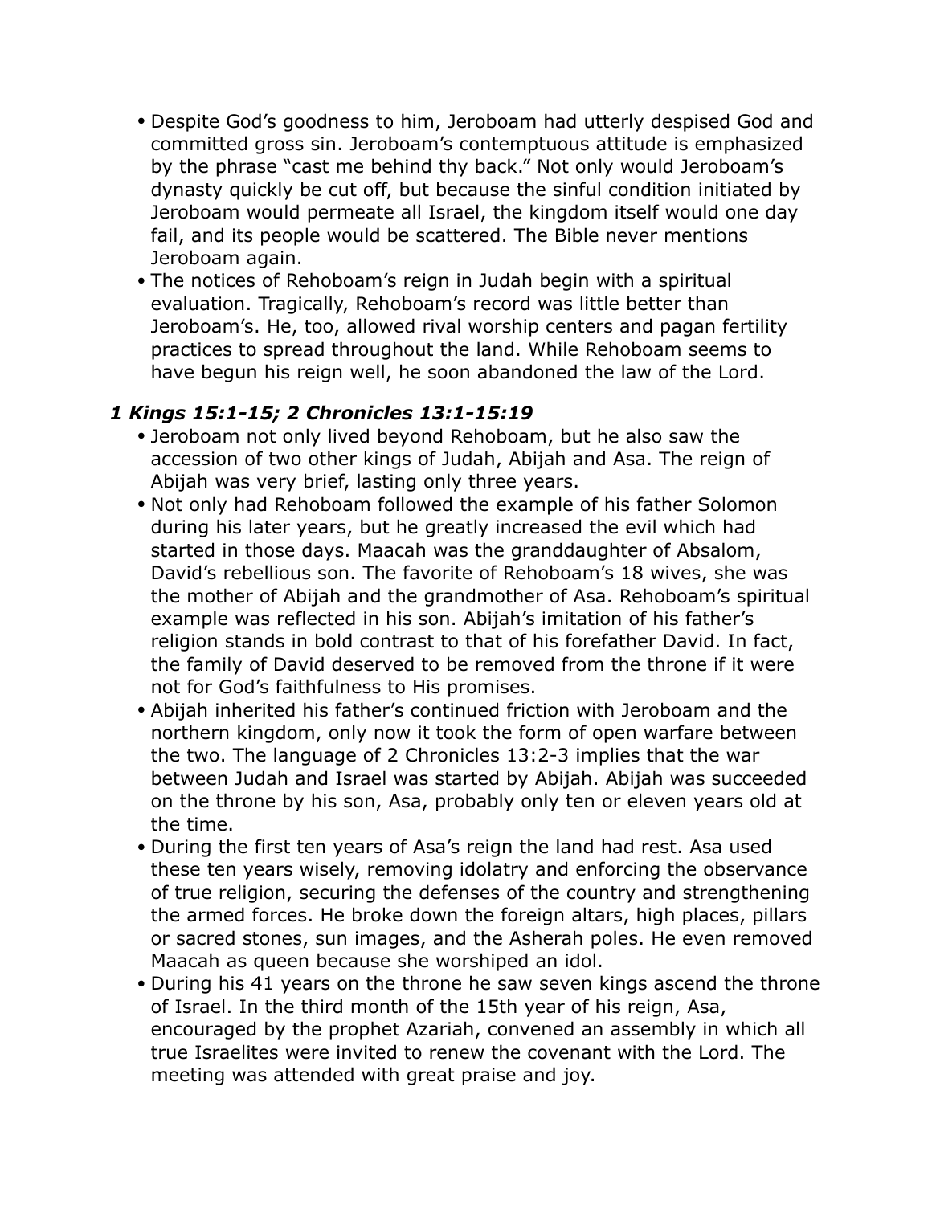- Despite God's goodness to him, Jeroboam had utterly despised God and committed gross sin. Jeroboam's contemptuous attitude is emphasized by the phrase "cast me behind thy back." Not only would Jeroboam's dynasty quickly be cut off, but because the sinful condition initiated by Jeroboam would permeate all Israel, the kingdom itself would one day fail, and its people would be scattered. The Bible never mentions Jeroboam again.
- The notices of Rehoboam's reign in Judah begin with a spiritual evaluation. Tragically, Rehoboam's record was little better than Jeroboam's. He, too, allowed rival worship centers and pagan fertility practices to spread throughout the land. While Rehoboam seems to have begun his reign well, he soon abandoned the law of the Lord.

### *1 Kings 15:1-15; 2 Chronicles 13:1-15:19*

- Jeroboam not only lived beyond Rehoboam, but he also saw the accession of two other kings of Judah, Abijah and Asa. The reign of Abijah was very brief, lasting only three years.
- Not only had Rehoboam followed the example of his father Solomon during his later years, but he greatly increased the evil which had started in those days. Maacah was the granddaughter of Absalom, David's rebellious son. The favorite of Rehoboam's 18 wives, she was the mother of Abijah and the grandmother of Asa. Rehoboam's spiritual example was reflected in his son. Abijah's imitation of his father's religion stands in bold contrast to that of his forefather David. In fact, the family of David deserved to be removed from the throne if it were not for God's faithfulness to His promises.
- Abijah inherited his father's continued friction with Jeroboam and the northern kingdom, only now it took the form of open warfare between the two. The language of 2 Chronicles 13:2-3 implies that the war between Judah and Israel was started by Abijah. Abijah was succeeded on the throne by his son, Asa, probably only ten or eleven years old at the time.
- During the first ten years of Asa's reign the land had rest. Asa used these ten years wisely, removing idolatry and enforcing the observance of true religion, securing the defenses of the country and strengthening the armed forces. He broke down the foreign altars, high places, pillars or sacred stones, sun images, and the Asherah poles. He even removed Maacah as queen because she worshiped an idol.
- During his 41 years on the throne he saw seven kings ascend the throne of Israel. In the third month of the 15th year of his reign, Asa, encouraged by the prophet Azariah, convened an assembly in which all true Israelites were invited to renew the covenant with the Lord. The meeting was attended with great praise and joy.